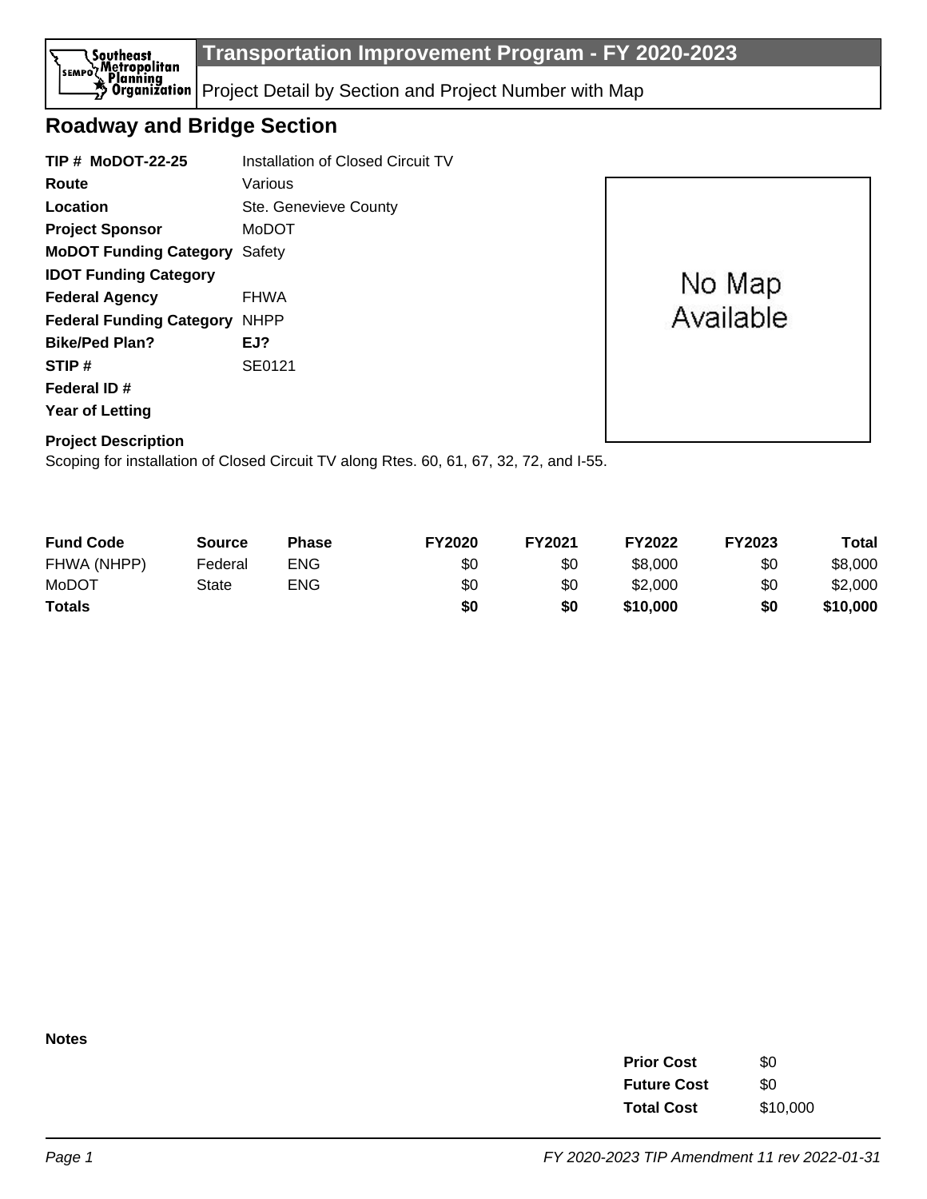# Transportation Improvement Program - FY 2020-2023

Project Detail by Section and Project Number with Map

## Roadway and Bridge Section

**TIP # MoDOT-22-25** Installation of Closed Circuit TV

**Route** Various

**Location** Ste. Genevieve County

**Project Sponsor** MoDOT

**MoDOT Funding Category** Safety

**IDOT Funding Category**

**Federal Agency** FHWA

**Federal Funding Category** NHPP

**Bike/Ped Plan?** **EJ?**

**STIP #** SE0121

**Federal ID #**

**Year of Letting**

No Map Available

**Project Description**

Scoping for installation of Closed Circuit TV along Rtes. 60, 61, 67, 32, 72, and I-55.

| Fund Code | Source | Phase | FY2020 | FY2021 | FY2022 | FY2023 | Total |
|---|---|---|---|---|---|---|---|
| FHWA (NHPP) | Federal | ENG | $0 | $0 | $8,000 | $0 | $8,000 |
| MoDOT | State | ENG | $0 | $0 | $2,000 | $0 | $2,000 |
| **Totals** | | | **$0** | **$0** | **$10,000** | **$0** | **$10,000** |

**Notes**

| | |
|---|---|
| **Prior Cost** | $0 |
| **Future Cost** | $0 |
| **Total Cost** | $10,000 |

*FY 2020-2023 TIP Amendment 11 rev 2022-01-31*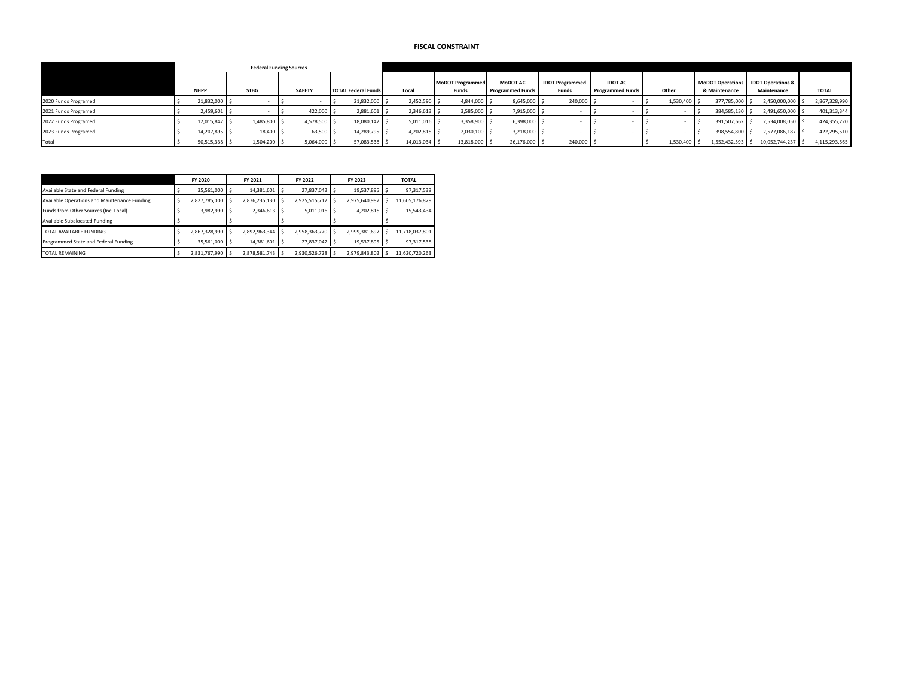# FISCAL CONSTRAINT

| | Federal Funding Sources | | | | | | | | | | | | |
|---|---|---|---|---|---|---|---|---|---|---|---|---|---|
| | NHPP | STBG | SAFETY | TOTAL Federal Funds | Local | MoDOT Programmed Funds | MoDOT AC Programmed Funds | IDOT Programmed Funds | IDOT AC Programmed Funds | Other | MoDOT Operations & Maintenance | IDOT Operations & Maintenance | TOTAL |
| 2020 Funds Programed | $ 21,832,000 | $ - | $ - | $ 21,832,000 | $ 2,452,590 | $ 4,844,000 | $ 8,645,000 | $ 240,000 | $ - | $ 1,530,400 | $ 377,785,000 | $ 2,450,000,000 | $ 2,867,328,990 |
| 2021 Funds Programed | $ 2,459,601 | $ - | $ 422,000 | $ 2,881,601 | $ 2,346,613 | $ 3,585,000 | $ 7,915,000 | $ - | $ - | $ - | $ 384,585,130 | $ 2,491,650,000 | $ 401,313,344 |
| 2022 Funds Programed | $ 12,015,842 | $ 1,485,800 | $ 4,578,500 | $ 18,080,142 | $ 5,011,016 | $ 3,358,900 | $ 6,398,000 | $ - | $ - | $ - | $ 391,507,662 | $ 2,534,008,050 | $ 424,355,720 |
| 2023 Funds Programed | $ 14,207,895 | $ 18,400 | $ 63,500 | $ 14,289,795 | $ 4,202,815 | $ 2,030,100 | $ 3,218,000 | $ - | $ - | $ - | $ 398,554,800 | $ 2,577,086,187 | $ 422,295,510 |
| Total | $ 50,515,338 | $ 1,504,200 | $ 5,064,000 | $ 57,083,538 | $ 14,013,034 | $ 13,818,000 | $ 26,176,000 | $ 240,000 | $ - | $ 1,530,400 | $ 1,552,432,593 | $ 10,052,744,237 | $ 4,115,293,565 |

| | FY 2020 | FY 2021 | FY 2022 | FY 2023 | TOTAL |
|---|---|---|---|---|---|
| Available State and Federal Funding | $ 35,561,000 | $ 14,381,601 | $ 27,837,042 | $ 19,537,895 | $ 97,317,538 |
| Available Operations and Maintenance Funding | $ 2,827,785,000 | $ 2,876,235,130 | $ 2,925,515,712 | $ 2,975,640,987 | $ 11,605,176,829 |
| Funds from Other Sources (Inc. Local) | $ 3,982,990 | $ 2,346,613 | $ 5,011,016 | $ 4,202,815 | $ 15,543,434 |
| Available Subalocated Funding | $ - | $ - | $ - | $ - | $ - |
| TOTAL AVAILABLE FUNDING | $ 2,867,328,990 | $ 2,892,963,344 | $ 2,958,363,770 | $ 2,999,381,697 | $ 11,718,037,801 |
| Programmed State and Federal Funding | $ 35,561,000 | $ 14,381,601 | $ 27,837,042 | $ 19,537,895 | $ 97,317,538 |
| TOTAL REMAINING | $ 2,831,767,990 | $ 2,878,581,743 | $ 2,930,526,728 | $ 2,979,843,802 | $ 11,620,720,263 |